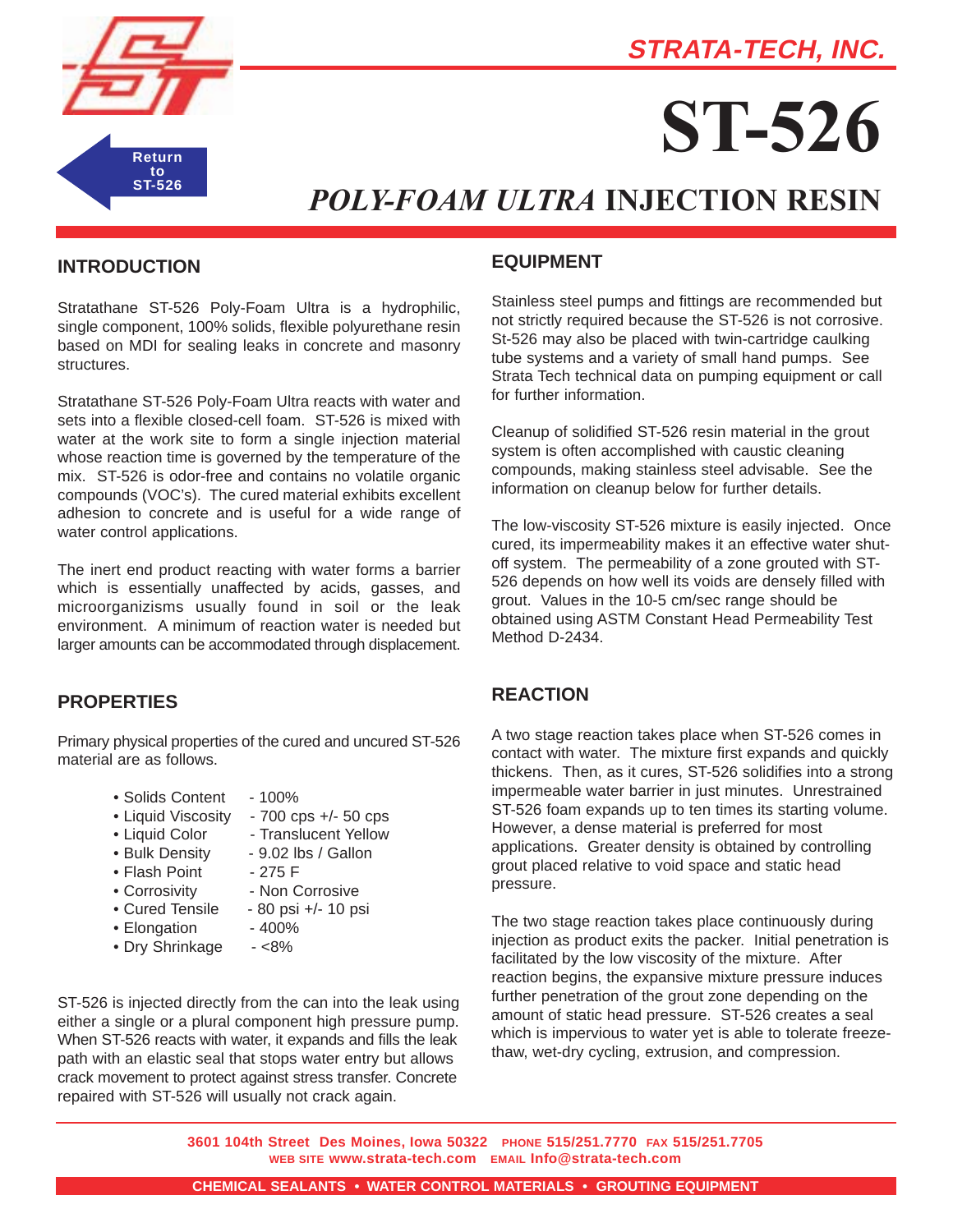STRATA-TECH, INC.

Return to ST-526

# ST-526

## *POLY-FOAM ULTRA* INJECTION RESIN

## INTRODUCTION

Stratathane ST-526 Poly-Foam Ultra is a hydrophilic, single component, 100% solids, flexible polyurethane resin based on MDI for sealing leaks in concrete and masonry structures.

Stratathane ST-526 Poly-Foam Ultra reacts with water and sets into a flexible closed-cell foam. ST-526 is mixed with water at the work site to form a single injection material whose reaction time is governed by the temperature of the mix. ST-526 is odor-free and contains no volatile organic compounds (VOC's). The cured material exhibits excellent adhesion to concrete and is useful for a wide range of water control applications.

The inert end product reacting with water forms a barrier which is essentially unaffected by acids, gasses, and microorganizisms usually found in soil or the leak environment. A minimum of reaction water is needed but larger amounts can be accommodated through displacement.

## PROPERTIES

Primary physical properties of the cured and uncured ST-526 material are as follows.

- Solids Content - 100%
- Liquid Viscosity - 700 cps +/- 50 cps
- Liquid Color - Translucent Yellow
- Bulk Density - 9.02 lbs / Gallon
- Flash Point - 275 F
- Corrosivity - Non Corrosive
- Cured Tensile - 80 psi +/- 10 psi
- Elongation - 400%
- Dry Shrinkage - <8%

ST-526 is injected directly from the can into the leak using either a single or a plural component high pressure pump. When ST-526 reacts with water, it expands and fills the leak path with an elastic seal that stops water entry but allows crack movement to protect against stress transfer. Concrete repaired with ST-526 will usually not crack again.

## EQUIPMENT

Stainless steel pumps and fittings are recommended but not strictly required because the ST-526 is not corrosive. St-526 may also be placed with twin-cartridge caulking tube systems and a variety of small hand pumps. See Strata Tech technical data on pumping equipment or call for further information.

Cleanup of solidified ST-526 resin material in the grout system is often accomplished with caustic cleaning compounds, making stainless steel advisable. See the information on cleanup below for further details.

The low-viscosity ST-526 mixture is easily injected. Once cured, its impermeability makes it an effective water shut-off system. The permeability of a zone grouted with ST-526 depends on how well its voids are densely filled with grout. Values in the 10-5 cm/sec range should be obtained using ASTM Constant Head Permeability Test Method D-2434.

## REACTION

A two stage reaction takes place when ST-526 comes in contact with water. The mixture first expands and quickly thickens. Then, as it cures, ST-526 solidifies into a strong impermeable water barrier in just minutes. Unrestrained ST-526 foam expands up to ten times its starting volume. However, a dense material is preferred for most applications. Greater density is obtained by controlling grout placed relative to void space and static head pressure.

The two stage reaction takes place continuously during injection as product exits the packer. Initial penetration is facilitated by the low viscosity of the mixture. After reaction begins, the expansive mixture pressure induces further penetration of the grout zone depending on the amount of static head pressure. ST-526 creates a seal which is impervious to water yet is able to tolerate freeze-thaw, wet-dry cycling, extrusion, and compression.

3601 104th Street Des Moines, Iowa 50322 PHONE 515/251.7770 FAX 515/251.7705
WEB SITE www.strata-tech.com EMAIL Info@strata-tech.com

CHEMICAL SEALANTS • WATER CONTROL MATERIALS • GROUTING EQUIPMENT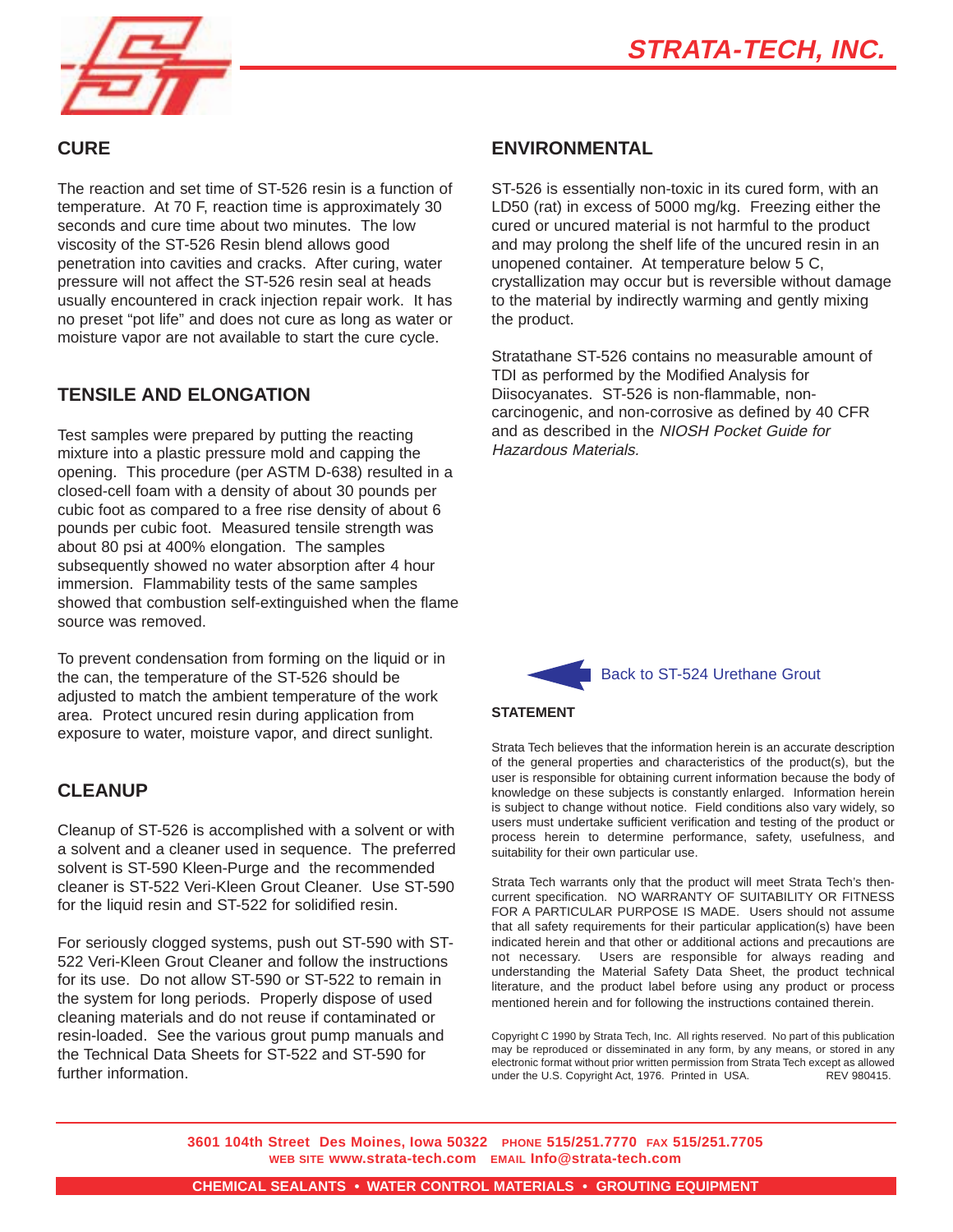## CURE

The reaction and set time of ST-526 resin is a function of temperature. At 70 F, reaction time is approximately 30 seconds and cure time about two minutes. The low viscosity of the ST-526 Resin blend allows good penetration into cavities and cracks. After curing, water pressure will not affect the ST-526 resin seal at heads usually encountered in crack injection repair work. It has no preset "pot life" and does not cure as long as water or moisture vapor are not available to start the cure cycle.

## TENSILE AND ELONGATION

Test samples were prepared by putting the reacting mixture into a plastic pressure mold and capping the opening. This procedure (per ASTM D-638) resulted in a closed-cell foam with a density of about 30 pounds per cubic foot as compared to a free rise density of about 6 pounds per cubic foot. Measured tensile strength was about 80 psi at 400% elongation. The samples subsequently showed no water absorption after 4 hour immersion. Flammability tests of the same samples showed that combustion self-extinguished when the flame source was removed.

To prevent condensation from forming on the liquid or in the can, the temperature of the ST-526 should be adjusted to match the ambient temperature of the work area. Protect uncured resin during application from exposure to water, moisture vapor, and direct sunlight.

## CLEANUP

Cleanup of ST-526 is accomplished with a solvent or with a solvent and a cleaner used in sequence. The preferred solvent is ST-590 Kleen-Purge and the recommended cleaner is ST-522 Veri-Kleen Grout Cleaner. Use ST-590 for the liquid resin and ST-522 for solidified resin.

For seriously clogged systems, push out ST-590 with ST-522 Veri-Kleen Grout Cleaner and follow the instructions for its use. Do not allow ST-590 or ST-522 to remain in the system for long periods. Properly dispose of used cleaning materials and do not reuse if contaminated or resin-loaded. See the various grout pump manuals and the Technical Data Sheets for ST-522 and ST-590 for further information.

## ENVIRONMENTAL

ST-526 is essentially non-toxic in its cured form, with an LD50 (rat) in excess of 5000 mg/kg. Freezing either the cured or uncured material is not harmful to the product and may prolong the shelf life of the uncured resin in an unopened container. At temperature below 5 C, crystallization may occur but is reversible without damage to the material by indirectly warming and gently mixing the product.

Stratathane ST-526 contains no measurable amount of TDI as performed by the Modified Analysis for Diisocyanates. ST-526 is non-flammable, non-carcinogenic, and non-corrosive as defined by 40 CFR and as described in the *NIOSH Pocket Guide for Hazardous Materials.*

Back to ST-524 Urethane Grout

### STATEMENT

Strata Tech believes that the information herein is an accurate description of the general properties and characteristics of the product(s), but the user is responsible for obtaining current information because the body of knowledge on these subjects is constantly enlarged. Information herein is subject to change without notice. Field conditions also vary widely, so users must undertake sufficient verification and testing of the product or process herein to determine performance, safety, usefulness, and suitability for their own particular use.

Strata Tech warrants only that the product will meet Strata Tech's then-current specification. NO WARRANTY OF SUITABILITY OR FITNESS FOR A PARTICULAR PURPOSE IS MADE. Users should not assume that all safety requirements for their particular application(s) have been indicated herein and that other or additional actions and precautions are not necessary. Users are responsible for always reading and understanding the Material Safety Data Sheet, the product technical literature, and the product label before using any product or process mentioned herein and for following the instructions contained therein.

Copyright C 1990 by Strata Tech, Inc. All rights reserved. No part of this publication may be reproduced or disseminated in any form, by any means, or stored in any electronic format without prior written permission from Strata Tech except as allowed under the U.S. Copyright Act, 1976. Printed in USA. REV 980415.

3601 104th Street Des Moines, Iowa 50322 PHONE 515/251.7770 FAX 515/251.7705
WEB SITE www.strata-tech.com EMAIL Info@strata-tech.com

CHEMICAL SEALANTS • WATER CONTROL MATERIALS • GROUTING EQUIPMENT